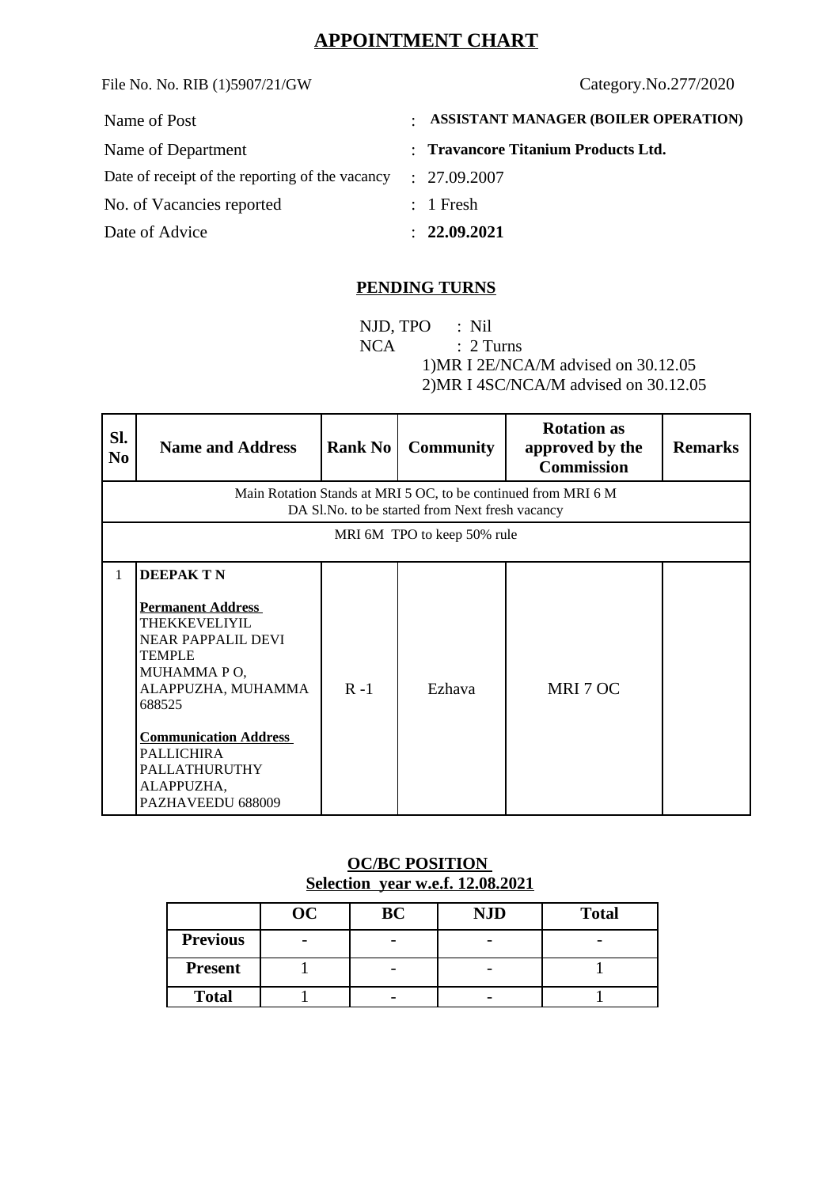# APPOINTMENT CHART

File No. No. RIB (1)5907/21/GW

Category.No.277/2020

| | | |
|---|---|---|
| Name of Post | : | **ASSISTANT MANAGER (BOILER OPERATION)** |
| Name of Department | : | **Travancore Titanium Products Ltd.** |
| Date of receipt of the reporting of the vacancy | : | 27.09.2007 |
| No. of Vacancies reported | : | 1 Fresh |
| Date of Advice | : | **22.09.2021** |

## PENDING TURNS

NJD, TPO : Nil

NCA : 2 Turns

1)MR I 2E/NCA/M advised on 30.12.05

2)MR I 4SC/NCA/M advised on 30.12.05

| Sl. No | Name and Address | Rank No | Community | Rotation as approved by the Commission | Remarks |
|---|---|---|---|---|---|
| Main Rotation Stands at MRI 5 OC, to be continued from MRI 6 M<br>DA Sl.No. to be started from Next fresh vacancy | | | | | |
| MRI 6M TPO to keep 50% rule | | | | | |
| 1 | **DEEPAK T N**<br><br>**Permanent Address**<br>THEKKEVELIYIL<br>NEAR PAPPALIL DEVI TEMPLE<br>MUHAMMA P O,<br>ALAPPUZHA, MUHAMMA<br>688525<br><br>**Communication Address**<br>PALLICHIRA<br>PALLATHURUTHY<br>ALAPPUZHA,<br>PAZHAVEEDU 688009 | R -1 | Ezhava | MRI 7 OC | |

## OC/BC POSITION
## Selection year w.e.f. 12.08.2021

| | OC | BC | NJD | Total |
|---|---|---|---|---|
| **Previous** | - | - | - | - |
| **Present** | 1 | - | - | 1 |
| **Total** | 1 | - | - | 1 |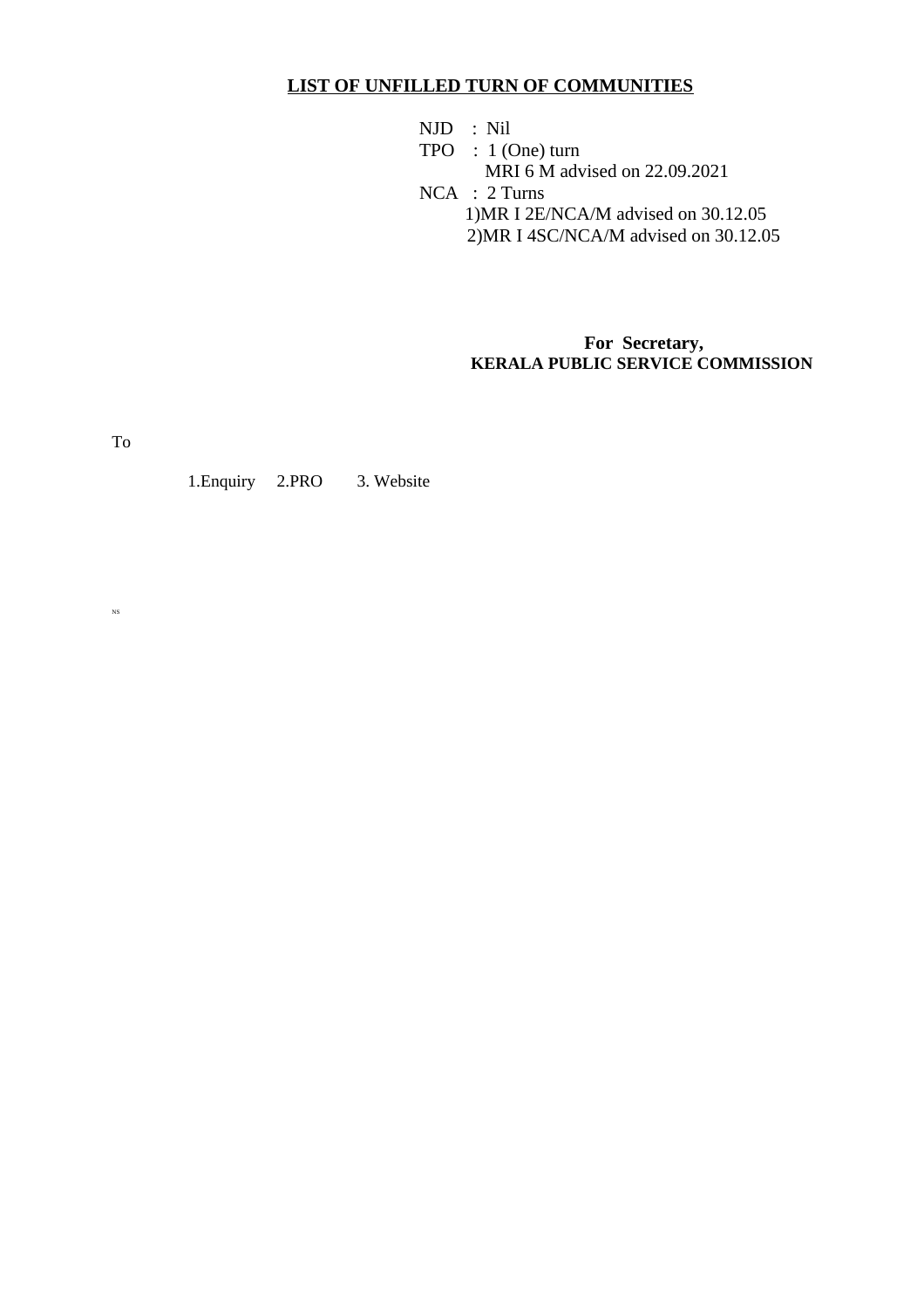## LIST OF UNFILLED TURN OF COMMUNITIES

NJD : Nil

TPO : 1 (One) turn
MRI 6 M advised on 22.09.2021

NCA : 2 Turns
1)MR I 2E/NCA/M advised on 30.12.05
2)MR I 4SC/NCA/M advised on 30.12.05

**For Secretary,**
**KERALA PUBLIC SERVICE COMMISSION**

To

1.Enquiry 2.PRO 3. Website

NS